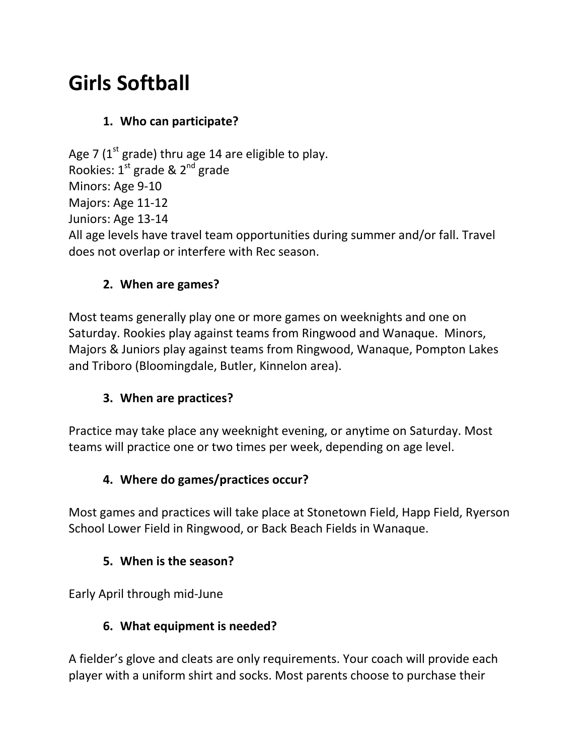# Girls Softball

### 1. Who can participate?

Age 7 (1st grade) thru age 14 are eligible to play.
Rookies: 1st grade & 2nd grade
Minors: Age 9-10
Majors: Age 11-12
Juniors: Age 13-14
All age levels have travel team opportunities during summer and/or fall. Travel does not overlap or interfere with Rec season.

### 2. When are games?

Most teams generally play one or more games on weeknights and one on Saturday. Rookies play against teams from Ringwood and Wanaque. Minors, Majors & Juniors play against teams from Ringwood, Wanaque, Pompton Lakes and Triboro (Bloomingdale, Butler, Kinnelon area).

### 3. When are practices?

Practice may take place any weeknight evening, or anytime on Saturday. Most teams will practice one or two times per week, depending on age level.

### 4. Where do games/practices occur?

Most games and practices will take place at Stonetown Field, Happ Field, Ryerson School Lower Field in Ringwood, or Back Beach Fields in Wanaque.

### 5. When is the season?

Early April through mid-June

### 6. What equipment is needed?

A fielder's glove and cleats are only requirements. Your coach will provide each player with a uniform shirt and socks. Most parents choose to purchase their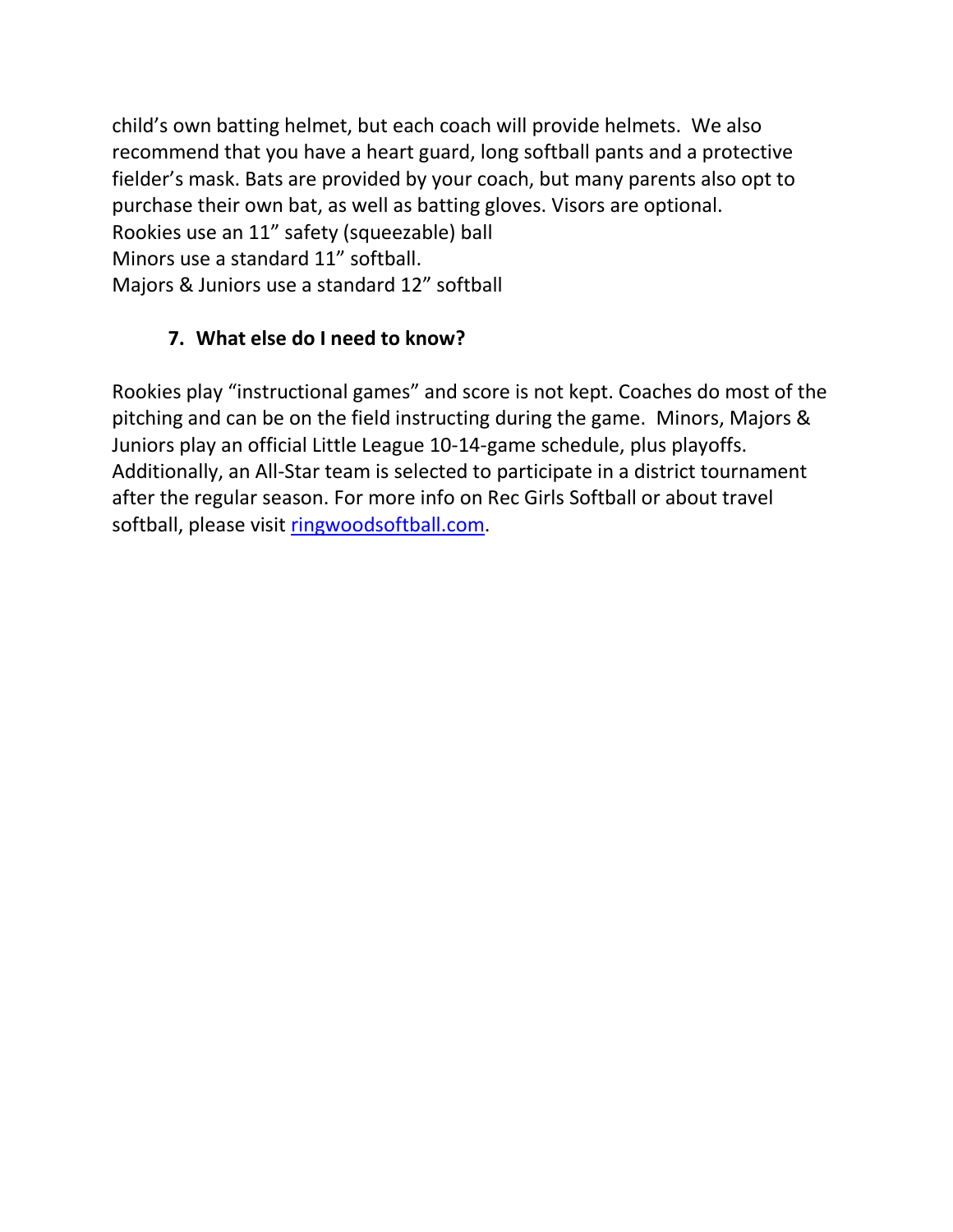child's own batting helmet, but each coach will provide helmets. We also recommend that you have a heart guard, long softball pants and a protective fielder's mask. Bats are provided by your coach, but many parents also opt to purchase their own bat, as well as batting gloves. Visors are optional.
Rookies use an 11" safety (squeezable) ball
Minors use a standard 11" softball.
Majors & Juniors use a standard 12" softball

## 7. What else do I need to know?

Rookies play "instructional games" and score is not kept. Coaches do most of the pitching and can be on the field instructing during the game. Minors, Majors & Juniors play an official Little League 10-14-game schedule, plus playoffs. Additionally, an All-Star team is selected to participate in a district tournament after the regular season. For more info on Rec Girls Softball or about travel softball, please visit [ringwoodsoftball.com](ringwoodsoftball.com).